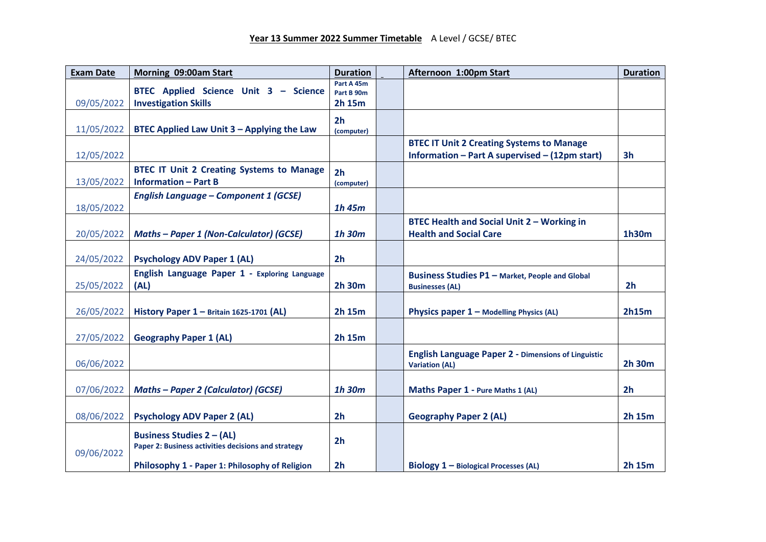**Year 13 Summer 2022 Summer Timetable** A Level / GCSE/ BTEC

| Exam Date | Morning 09:00am Start | Duration | | Afternoon 1:00pm Start | Duration |
|---|---|---|---|---|---|
| 09/05/2022 | **BTEC Applied Science Unit 3 – Science Investigation Skills** | Part A 45m<br>Part B 90m<br>**2h 15m** | | | |
| 11/05/2022 | **BTEC Applied Law Unit 3 – Applying the Law** | **2h** (computer) | | | |
| 12/05/2022 | | | | **BTEC IT Unit 2 Creating Systems to Manage Information – Part A supervised – (12pm start)** | **3h** |
| 13/05/2022 | **BTEC IT Unit 2 Creating Systems to Manage Information – Part B** | **2h** (computer) | | | |
| 18/05/2022 | ***English Language – Component 1 (GCSE)*** | ***1h 45m*** | | | |
| 20/05/2022 | ***Maths – Paper 1 (Non-Calculator) (GCSE)*** | ***1h 30m*** | | **BTEC Health and Social Unit 2 – Working in Health and Social Care** | **1h30m** |
| 24/05/2022 | **Psychology ADV Paper 1 (AL)** | **2h** | | | |
| 25/05/2022 | **English Language Paper 1 - Exploring Language (AL)** | **2h 30m** | | **Business Studies P1 – Market, People and Global Businesses (AL)** | **2h** |
| 26/05/2022 | **History Paper 1 – Britain 1625-1701 (AL)** | **2h 15m** | | **Physics paper 1 – Modelling Physics (AL)** | **2h15m** |
| 27/05/2022 | **Geography Paper 1 (AL)** | **2h 15m** | | | |
| 06/06/2022 | | | | **English Language Paper 2 - Dimensions of Linguistic Variation (AL)** | **2h 30m** |
| 07/06/2022 | ***Maths – Paper 2 (Calculator) (GCSE)*** | ***1h 30m*** | | **Maths Paper 1 - Pure Maths 1 (AL)** | **2h** |
| 08/06/2022 | **Psychology ADV Paper 2 (AL)** | **2h** | | **Geography Paper 2 (AL)** | **2h 15m** |
| 09/06/2022 | **Business Studies 2 – (AL)** Paper 2: Business activities decisions and strategy<br><br>**Philosophy 1 - Paper 1: Philosophy of Religion** | **2h**<br><br>**2h** | | **Biology 1 – Biological Processes (AL)** | **2h 15m** |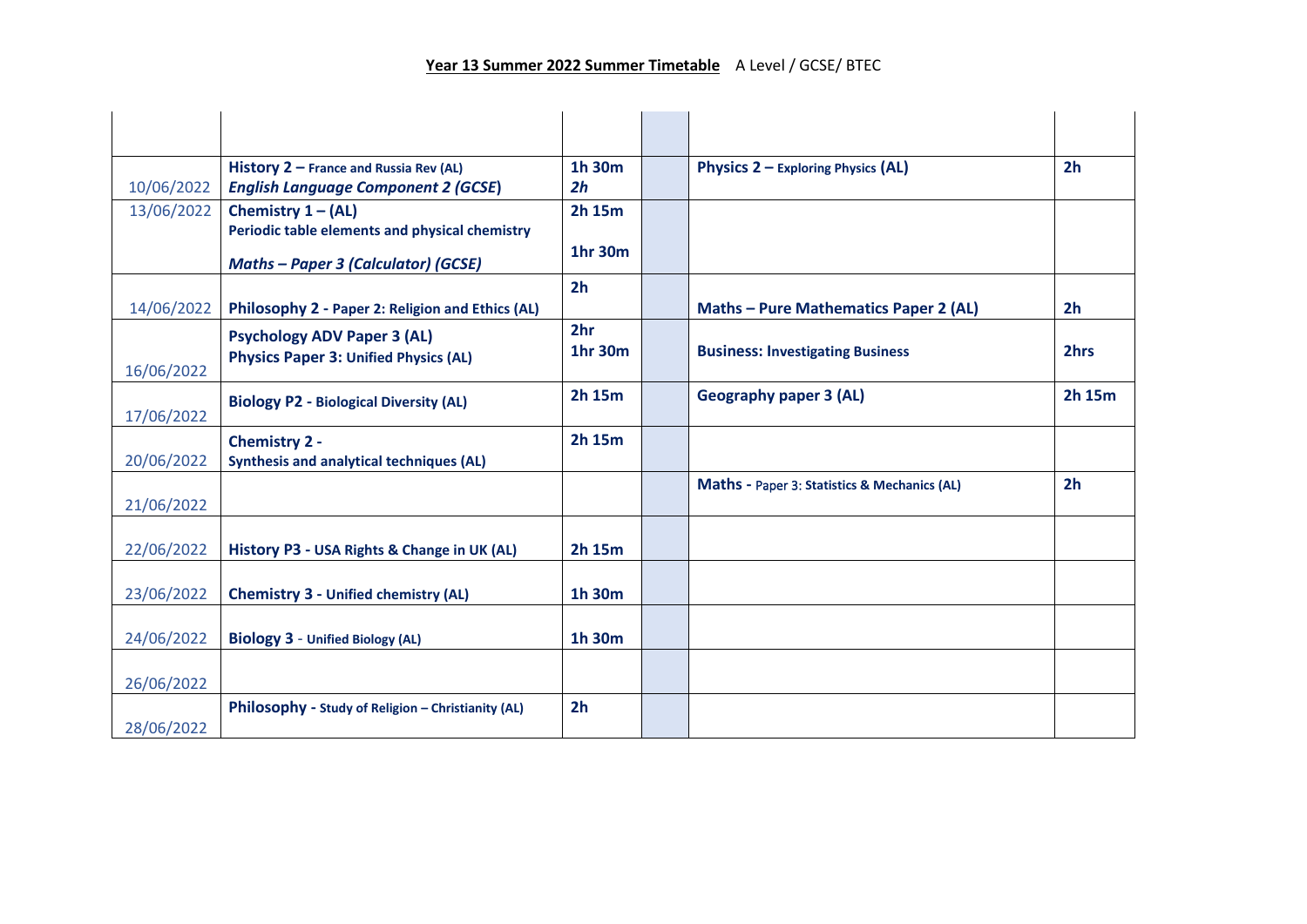**Year 13 Summer 2022 Summer Timetable** A Level / GCSE/ BTEC

| | | | | | |
|---|---|---|---|---|---|
| | | | | | |
| 10/06/2022 | **History 2 – France and Russia Rev (AL)**<br>***English Language Component 2 (GCSE)*** | **1h 30m**<br>***2h*** | | **Physics 2 – Exploring Physics (AL)** | **2h** |
| 13/06/2022 | **Chemistry 1 – (AL)**<br>**Periodic table elements and physical chemistry**<br>***Maths – Paper 3 (Calculator) (GCSE)*** | **2h 15m**<br>**1hr 30m** | | | |
| 14/06/2022 | **Philosophy 2 - Paper 2: Religion and Ethics (AL)** | **2h** | | **Maths – Pure Mathematics Paper 2 (AL)** | **2h** |
| 16/06/2022 | **Psychology ADV Paper 3 (AL)**<br>**Physics Paper 3: Unified Physics (AL)** | **2hr**<br>**1hr 30m** | | **Business: Investigating Business** | **2hrs** |
| 17/06/2022 | **Biology P2 - Biological Diversity (AL)** | **2h 15m** | | **Geography paper 3 (AL)** | **2h 15m** |
| 20/06/2022 | **Chemistry 2 -**<br>**Synthesis and analytical techniques (AL)** | **2h 15m** | | | |
| 21/06/2022 | | | | **Maths - Paper 3: Statistics & Mechanics (AL)** | **2h** |
| 22/06/2022 | **History P3 - USA Rights & Change in UK (AL)** | **2h 15m** | | | |
| 23/06/2022 | **Chemistry 3 - Unified chemistry (AL)** | **1h 30m** | | | |
| 24/06/2022 | **Biology 3 - Unified Biology (AL)** | **1h 30m** | | | |
| 26/06/2022 | | | | | |
| 28/06/2022 | **Philosophy - Study of Religion – Christianity (AL)** | **2h** | | | |